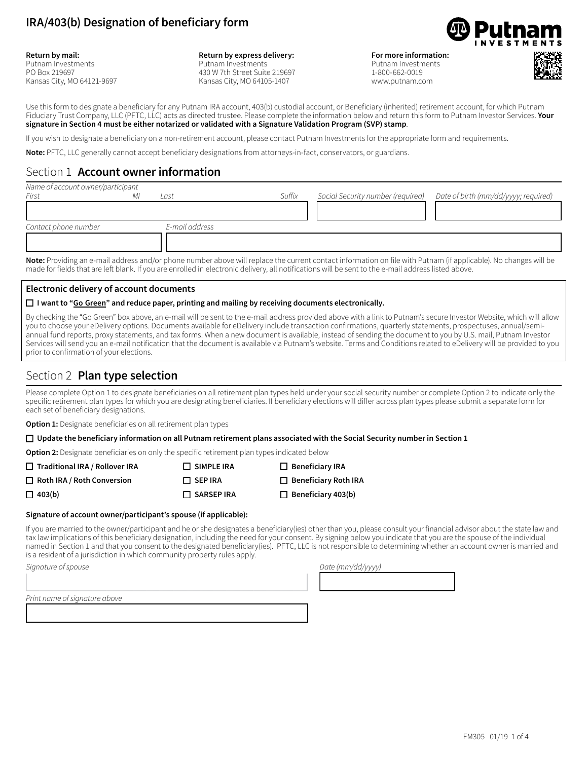# IRA/403(b) Designation of beneficiary form

**Return by mail:**
Putnam Investments
PO Box 219697
Kansas City, MO 64121-9697

**Return by express delivery:**
Putnam Investments
430 W 7th Street Suite 219697
Kansas City, MO 64105-1407

**For more information:**
Putnam Investments
1-800-662-0019
www.putnam.com

Use this form to designate a beneficiary for any Putnam IRA account, 403(b) custodial account, or Beneficiary (inherited) retirement account, for which Putnam Fiduciary Trust Company, LLC (PFTC, LLC) acts as directed trustee. Please complete the information below and return this form to Putnam Investor Services. **Your signature in Section 4 must be either notarized or validated with a Signature Validation Program (SVP) stamp**.

If you wish to designate a beneficiary on a non-retirement account, please contact Putnam Investments for the appropriate form and requirements.

**Note:** PFTC, LLC generally cannot accept beneficiary designations from attorneys-in-fact, conservators, or guardians.

## Section 1 **Account owner information**

*Name of account owner/participant*

| *First* | *MI* | *Last* | *Suffix* | *Social Security number (required)* | *Date of birth (mm/dd/yyyy; required)* |
|---|---|---|---|---|---|
| | | | | | |

| *Contact phone number* | *E-mail address* |
|---|---|
| | |

**Note:** Providing an e-mail address and/or phone number above will replace the current contact information on file with Putnam (if applicable). No changes will be made for fields that are left blank. If you are enrolled in electronic delivery, all notifications will be sent to the e-mail address listed above.

**Electronic delivery of account documents**

☐ **I want to "Go Green" and reduce paper, printing and mailing by receiving documents electronically.**

By checking the "Go Green" box above, an e-mail will be sent to the e-mail address provided above with a link to Putnam's secure Investor Website, which will allow you to choose your eDelivery options. Documents available for eDelivery include transaction confirmations, quarterly statements, prospectuses, annual/semi-annual fund reports, proxy statements, and tax forms. When a new document is available, instead of sending the document to you by U.S. mail, Putnam Investor Services will send you an e-mail notification that the document is available via Putnam's website. Terms and Conditions related to eDelivery will be provided to you prior to confirmation of your elections.

## Section 2 **Plan type selection**

Please complete Option 1 to designate beneficiaries on all retirement plan types held under your social security number or complete Option 2 to indicate only the specific retirement plan types for which you are designating beneficiaries. If beneficiary elections will differ across plan types please submit a separate form for each set of beneficiary designations.

**Option 1:** Designate beneficiaries on all retirement plan types

☐ **Update the beneficiary information on all Putnam retirement plans associated with the Social Security number in Section 1**

**Option 2:** Designate beneficiaries on only the specific retirement plan types indicated below

☐ **Traditional IRA / Rollover IRA**
☐ **Roth IRA / Roth Conversion**
☐ **403(b)**
☐ **SIMPLE IRA**
☐ **SEP IRA**
☐ **SARSEP IRA**
☐ **Beneficiary IRA**
☐ **Beneficiary Roth IRA**
☐ **Beneficiary 403(b)**

**Signature of account owner/participant's spouse (if applicable):**

If you are married to the owner/participant and he or she designates a beneficiary(ies) other than you, please consult your financial advisor about the state law and tax law implications of this beneficiary designation, including the need for your consent. By signing below you indicate that you are the spouse of the individual named in Section 1 and that you consent to the designated beneficiary(ies). PFTC, LLC is not responsible to determining whether an account owner is married and is a resident of a jurisdiction in which community property rules apply.

*Signature of spouse* _______________ *Date (mm/dd/yyyy)* _______________

*Print name of signature above* _______________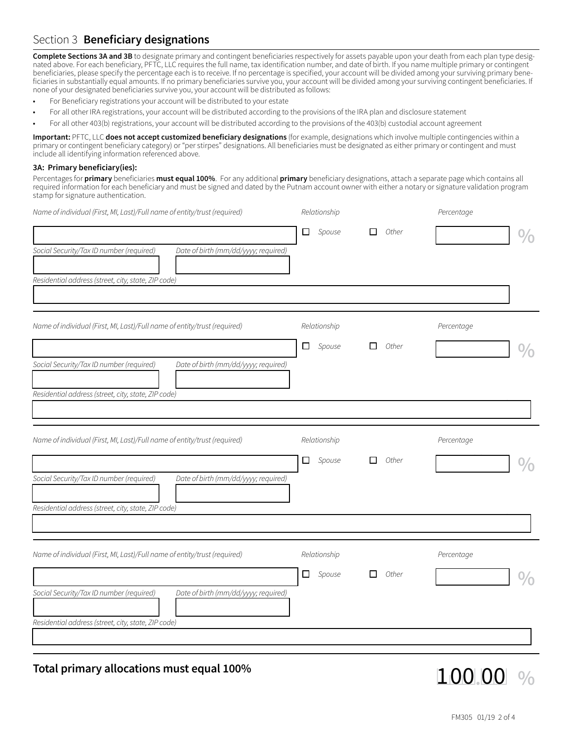## Section 3 **Beneficiary designations**

**Complete Sections 3A and 3B** to designate primary and contingent beneficiaries respectively for assets payable upon your death from each plan type designated above. For each beneficiary, PFTC, LLC requires the full name, tax identification number, and date of birth. If you name multiple primary or contingent beneficiaries, please specify the percentage each is to receive. If no percentage is specified, your account will be divided among your surviving primary beneficiaries in substantially equal amounts. If no primary beneficiaries survive you, your account will be divided among your surviving contingent beneficiaries. If none of your designated beneficiaries survive you, your account will be distributed as follows:

- For Beneficiary registrations your account will be distributed to your estate
- For all other IRA registrations, your account will be distributed according to the provisions of the IRA plan and disclosure statement
- For all other 403(b) registrations, your account will be distributed according to the provisions of the 403(b) custodial account agreement

**Important:** PFTC, LLC **does not accept customized beneficiary designations** (for example, designations which involve multiple contingencies within a primary or contingent beneficiary category) or "per stirpes" designations. All beneficiaries must be designated as either primary or contingent and must include all identifying information referenced above.

### 3A: Primary beneficiary(ies):

Percentages for **primary** beneficiaries **must equal 100%**. For any additional **primary** beneficiary designations, attach a separate page which contains all required information for each beneficiary and must be signed and dated by the Putnam account owner with either a notary or signature validation program stamp for signature authentication.

*Name of individual (First, MI, Last)/Full name of entity/trust (required)* _______________

*Relationship* ☐ *Spouse* ☐ *Other*

*Percentage* _______ %

*Social Security/Tax ID number (required)* _______________

*Date of birth (mm/dd/yyyy; required)* _______________

*Residential address (street, city, state, ZIP code)* _______________

---

*Name of individual (First, MI, Last)/Full name of entity/trust (required)* _______________

*Relationship* ☐ *Spouse* ☐ *Other*

*Percentage* _______ %

*Social Security/Tax ID number (required)* _______________

*Date of birth (mm/dd/yyyy; required)* _______________

*Residential address (street, city, state, ZIP code)* _______________

---

*Name of individual (First, MI, Last)/Full name of entity/trust (required)* _______________

*Relationship* ☐ *Spouse* ☐ *Other*

*Percentage* _______ %

*Social Security/Tax ID number (required)* _______________

*Date of birth (mm/dd/yyyy; required)* _______________

*Residential address (street, city, state, ZIP code)* _______________

---

*Name of individual (First, MI, Last)/Full name of entity/trust (required)* _______________

*Relationship* ☐ *Spouse* ☐ *Other*

*Percentage* _______ %

*Social Security/Tax ID number (required)* _______________

*Date of birth (mm/dd/yyyy; required)* _______________

*Residential address (street, city, state, ZIP code)* _______________

---

**Total primary allocations must equal 100%** 100.00 %

FM305 01/19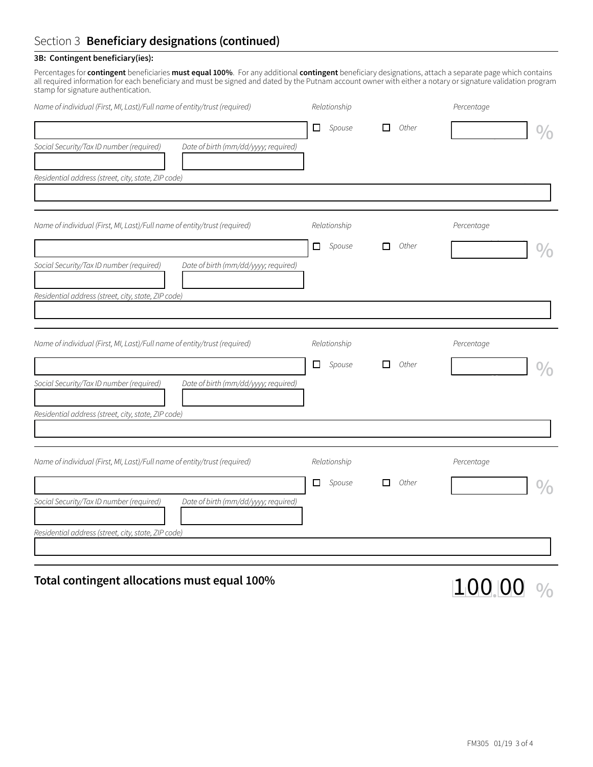## Section 3 **Beneficiary designations (continued)**

**3B: Contingent beneficiary(ies):**

Percentages for **contingent** beneficiaries **must equal 100%**. For any additional **contingent** beneficiary designations, attach a separate page which contains all required information for each beneficiary and must be signed and dated by the Putnam account owner with either a notary or signature validation program stamp for signature authentication.

*Name of individual (First, MI, Last)/Full name of entity/trust (required)* | *Relationship* ☐ *Spouse* ☐ *Other* | *Percentage* _____ %

*Social Security/Tax ID number (required)* | *Date of birth (mm/dd/yyyy; required)*

*Residential address (street, city, state, ZIP code)*

---

*Name of individual (First, MI, Last)/Full name of entity/trust (required)* | *Relationship* ☐ *Spouse* ☐ *Other* | *Percentage* _____ %

*Social Security/Tax ID number (required)* | *Date of birth (mm/dd/yyyy; required)*

*Residential address (street, city, state, ZIP code)*

---

*Name of individual (First, MI, Last)/Full name of entity/trust (required)* | *Relationship* ☐ *Spouse* ☐ *Other* | *Percentage* _____ %

*Social Security/Tax ID number (required)* | *Date of birth (mm/dd/yyyy; required)*

*Residential address (street, city, state, ZIP code)*

---

*Name of individual (First, MI, Last)/Full name of entity/trust (required)* | *Relationship* ☐ *Spouse* ☐ *Other* | *Percentage* _____ %

*Social Security/Tax ID number (required)* | *Date of birth (mm/dd/yyyy; required)*

*Residential address (street, city, state, ZIP code)*

---

**Total contingent allocations must equal 100%** 100.00 %

FM305 01/19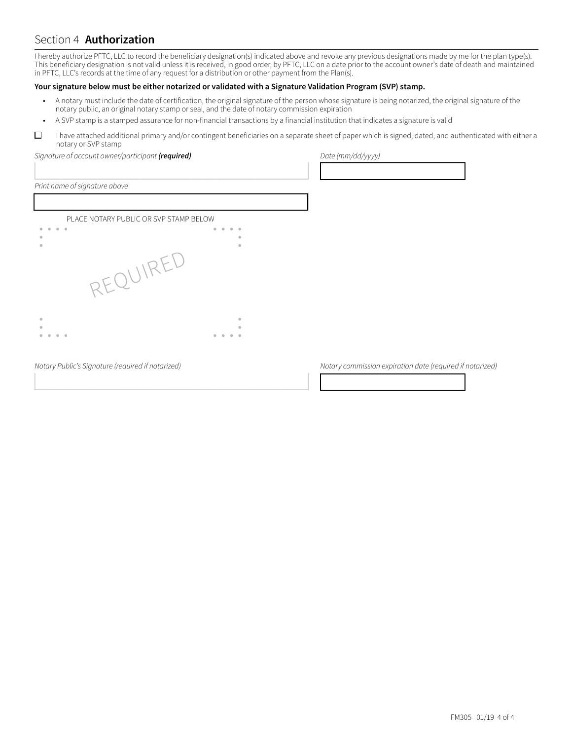## Section 4 **Authorization**

I hereby authorize PFTC, LLC to record the beneficiary designation(s) indicated above and revoke any previous designations made by me for the plan type(s). This beneficiary designation is not valid unless it is received, in good order, by PFTC, LLC on a date prior to the account owner's date of death and maintained in PFTC, LLC's records at the time of any request for a distribution or other payment from the Plan(s).

**Your signature below must be either notarized or validated with a Signature Validation Program (SVP) stamp.**

- A notary must include the date of certification, the original signature of the person whose signature is being notarized, the original signature of the notary public, an original notary stamp or seal, and the date of notary commission expiration
- A SVP stamp is a stamped assurance for non-financial transactions by a financial institution that indicates a signature is valid

☐ I have attached additional primary and/or contingent beneficiaries on a separate sheet of paper which is signed, dated, and authenticated with either a notary or SVP stamp

*Signature of account owner/participant* ***(required)***

*Date (mm/dd/yyyy)*

*Print name of signature above*

PLACE NOTARY PUBLIC OR SVP STAMP BELOW

REQUIRED

*Notary Public's Signature (required if notarized)*

*Notary commission expiration date (required if notarized)*

FM305 01/19